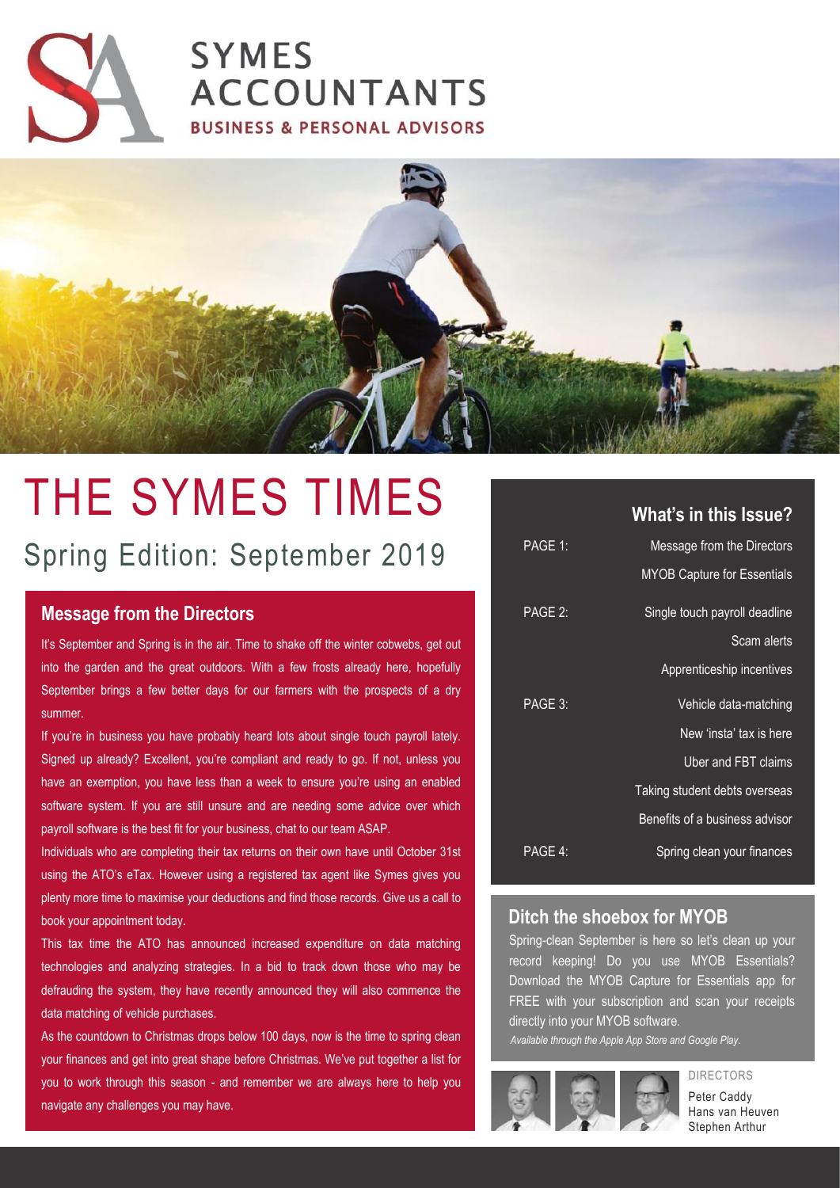# SYMES ACCOUNTANTS

BUSINESS & PERSONAL ADVISORS

# THE SYMES TIMES

## Spring Edition: September 2019

### Message from the Directors

It's September and Spring is in the air. Time to shake off the winter cobwebs, get out into the garden and the great outdoors. With a few frosts already here, hopefully September brings a few better days for our farmers with the prospects of a dry summer.

If you're in business you have probably heard lots about single touch payroll lately. Signed up already? Excellent, you're compliant and ready to go. If not, unless you have an exemption, you have less than a week to ensure you're using an enabled software system. If you are still unsure and are needing some advice over which payroll software is the best fit for your business, chat to our team ASAP.

Individuals who are completing their tax returns on their own have until October 31st using the ATO's eTax. However using a registered tax agent like Symes gives you plenty more time to maximise your deductions and find those records. Give us a call to book your appointment today.

This tax time the ATO has announced increased expenditure on data matching technologies and analyzing strategies. In a bid to track down those who may be defrauding the system, they have recently announced they will also commence the data matching of vehicle purchases.

As the countdown to Christmas drops below 100 days, now is the time to spring clean your finances and get into great shape before Christmas. We've put together a list for you to work through this season - and remember we are always here to help you navigate any challenges you may have.

### What's in this Issue?

| | |
|---|---|
| PAGE 1: | Message from the Directors |
| | MYOB Capture for Essentials |
| PAGE 2: | Single touch payroll deadline |
| | Scam alerts |
| | Apprenticeship incentives |
| PAGE 3: | Vehicle data-matching |
| | New 'insta' tax is here |
| | Uber and FBT claims |
| | Taking student debts overseas |
| | Benefits of a business advisor |
| PAGE 4: | Spring clean your finances |

### Ditch the shoebox for MYOB

Spring-clean September is here so let's clean up your record keeping! Do you use MYOB Essentials? Download the MYOB Capture for Essentials app for FREE with your subscription and scan your receipts directly into your MYOB software.

*Available through the Apple App Store and Google Play.*

DIRECTORS

Peter Caddy
Hans van Heuven
Stephen Arthur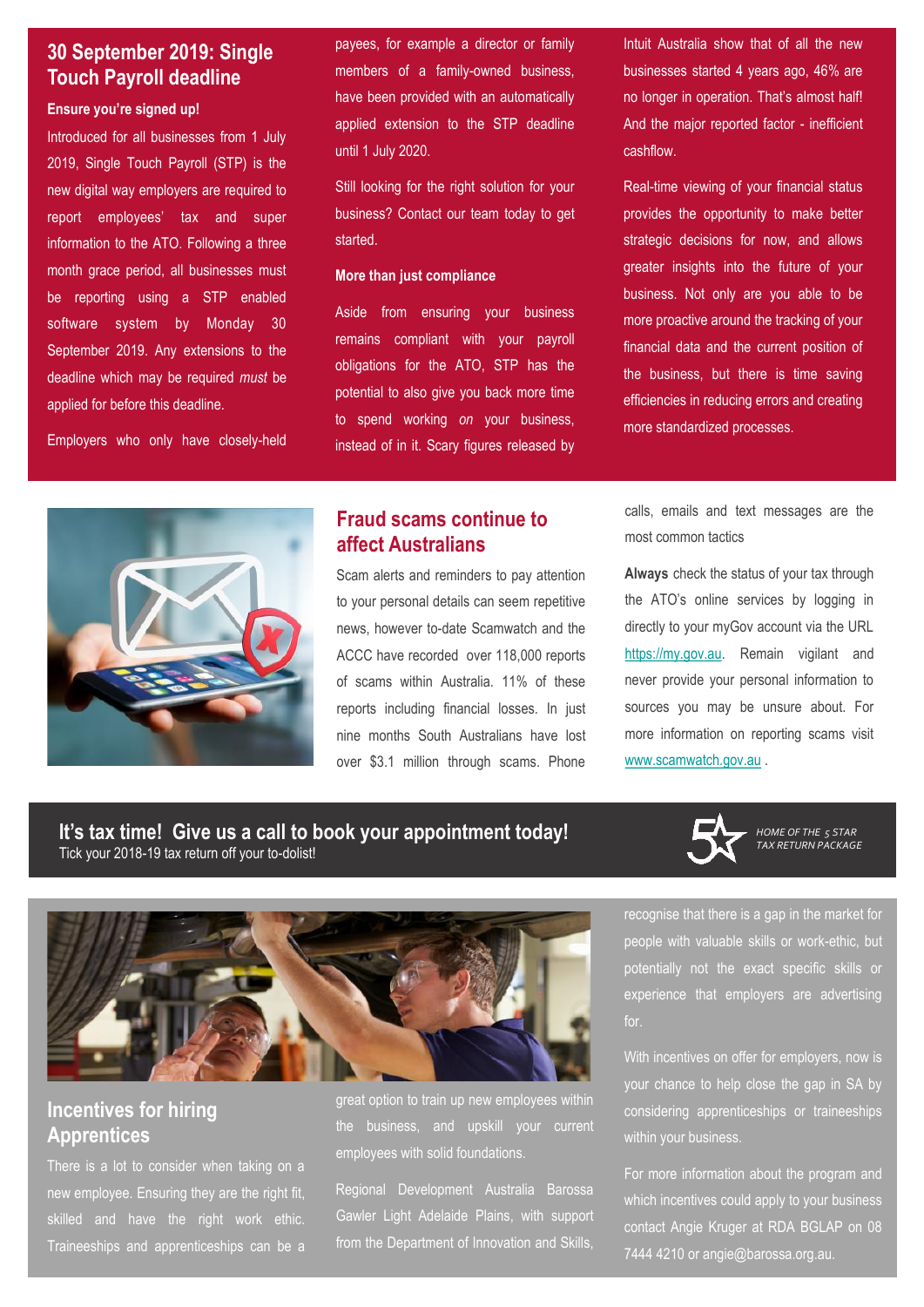## 30 September 2019: Single Touch Payroll deadline

**Ensure you're signed up!**

Introduced for all businesses from 1 July 2019, Single Touch Payroll (STP) is the new digital way employers are required to report employees' tax and super information to the ATO. Following a three month grace period, all businesses must be reporting using a STP enabled software system by Monday 30 September 2019. Any extensions to the deadline which may be required *must* be applied for before this deadline.

Employers who only have closely-held payees, for example a director or family members of a family-owned business, have been provided with an automatically applied extension to the STP deadline until 1 July 2020.

Still looking for the right solution for your business? Contact our team today to get started.

**More than just compliance**

Aside from ensuring your business remains compliant with your payroll obligations for the ATO, STP has the potential to also give you back more time to spend working *on* your business, instead of in it. Scary figures released by Intuit Australia show that of all the new businesses started 4 years ago, 46% are no longer in operation. That's almost half! And the major reported factor - inefficient cashflow.

Real-time viewing of your financial status provides the opportunity to make better strategic decisions for now, and allows greater insights into the future of your business. Not only are you able to be more proactive around the tracking of your financial data and the current position of the business, but there is time saving efficiencies in reducing errors and creating more standardized processes.

## Fraud scams continue to affect Australians

Scam alerts and reminders to pay attention to your personal details can seem repetitive news, however to-date Scamwatch and the ACCC have recorded over 118,000 reports of scams within Australia. 11% of these reports including financial losses. In just nine months South Australians have lost over $3.1 million through scams. Phone calls, emails and text messages are the most common tactics

**Always** check the status of your tax through the ATO's online services by logging in directly to your myGov account via the URL https://my.gov.au. Remain vigilant and never provide your personal information to sources you may be unsure about. For more information on reporting scams visit www.scamwatch.gov.au .

**It's tax time! Give us a call to book your appointment today!**

Tick your 2018-19 tax return off your to-dolist!

HOME OF THE 5 STAR TAX RETURN PACKAGE

## Incentives for hiring Apprentices

There is a lot to consider when taking on a new employee. Ensuring they are the right fit, skilled and have the right work ethic. Traineeships and apprenticeships can be a great option to train up new employees within the business, and upskill your current employees with solid foundations.

Regional Development Australia Barossa Gawler Light Adelaide Plains, with support from the Department of Innovation and Skills, recognise that there is a gap in the market for people with valuable skills or work-ethic, but potentially not the exact specific skills or experience that employers are advertising for.

With incentives on offer for employers, now is your chance to help close the gap in SA by considering apprenticeships or traineeships within your business.

For more information about the program and which incentives could apply to your business contact Angie Kruger at RDA BGLAP on 08 7444 4210 or angie@barossa.org.au.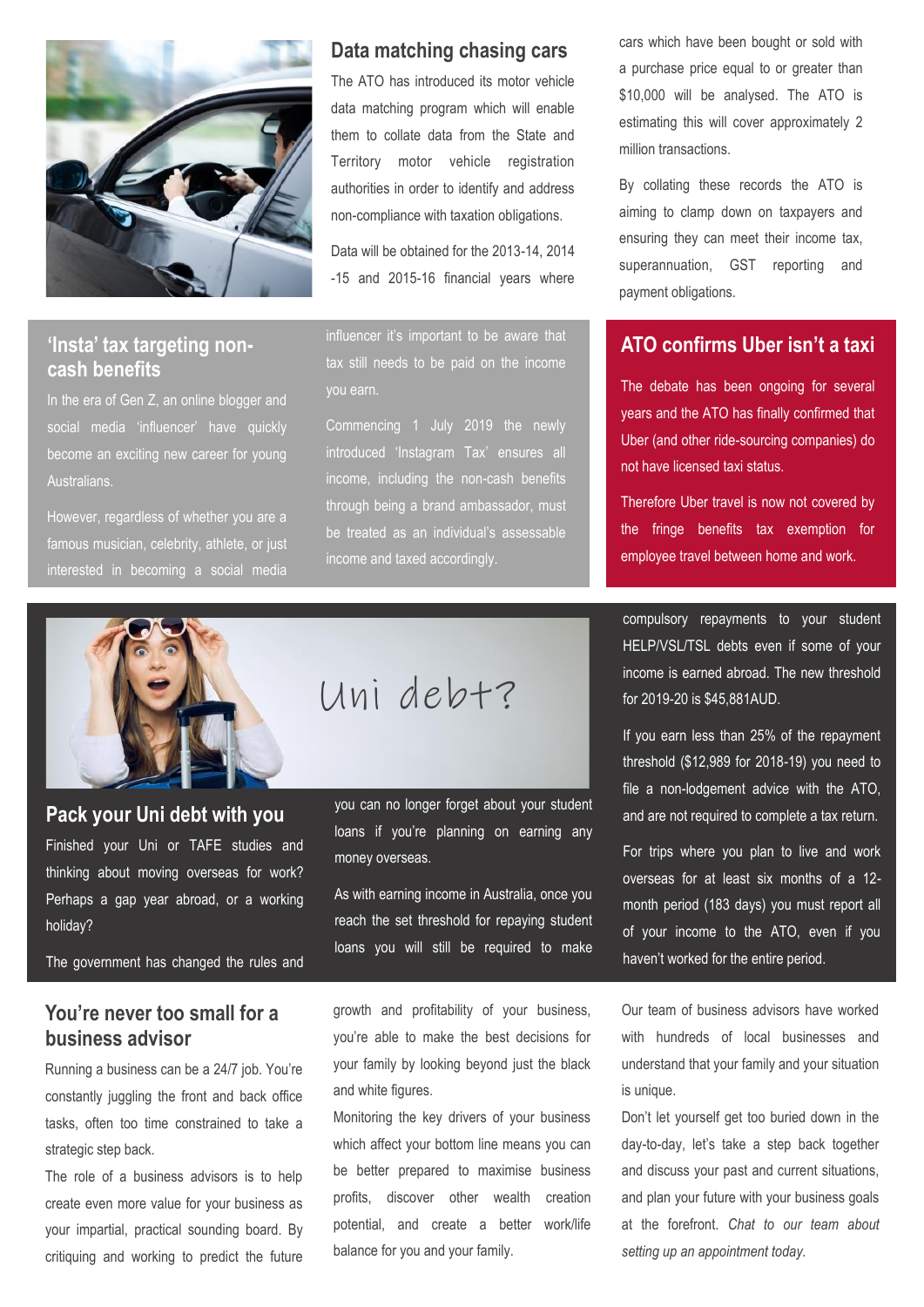## Data matching chasing cars

The ATO has introduced its motor vehicle data matching program which will enable them to collate data from the State and Territory motor vehicle registration authorities in order to identify and address non-compliance with taxation obligations.

Data will be obtained for the 2013-14, 2014-15 and 2015-16 financial years where cars which have been bought or sold with a purchase price equal to or greater than $10,000 will be analysed. The ATO is estimating this will cover approximately 2 million transactions.

By collating these records the ATO is aiming to clamp down on taxpayers and ensuring they can meet their income tax, superannuation, GST reporting and payment obligations.

## 'Insta' tax targeting non-cash benefits

In the era of Gen Z, an online blogger and social media 'influencer' have quickly become an exciting new career for young Australians.

However, regardless of whether you are a famous musician, celebrity, athlete, or just interested in becoming a social media influencer it's important to be aware that tax still needs to be paid on the income you earn.

Commencing 1 July 2019 the newly introduced 'Instagram Tax' ensures all income, including the non-cash benefits through being a brand ambassador, must be treated as an individual's assessable income and taxed accordingly.

## ATO confirms Uber isn't a taxi

The debate has been ongoing for several years and the ATO has finally confirmed that Uber (and other ride-sourcing companies) do not have licensed taxi status.

Therefore Uber travel is now not covered by the fringe benefits tax exemption for employee travel between home and work.

## Pack your Uni debt with you

Finished your Uni or TAFE studies and thinking about moving overseas for work? Perhaps a gap year abroad, or a working holiday?

The government has changed the rules and you can no longer forget about your student loans if you're planning on earning any money overseas.

As with earning income in Australia, once you reach the set threshold for repaying student loans you will still be required to make compulsory repayments to your student HELP/VSL/TSL debts even if some of your income is earned abroad. The new threshold for 2019-20 is $45,881AUD.

If you earn less than 25% of the repayment threshold ($12,989 for 2018-19) you need to file a non-lodgement advice with the ATO, and are not required to complete a tax return.

For trips where you plan to live and work overseas for at least six months of a 12-month period (183 days) you must report all of your income to the ATO, even if you haven't worked for the entire period.

## You're never too small for a business advisor

Running a business can be a 24/7 job. You're constantly juggling the front and back office tasks, often too time constrained to take a strategic step back.

The role of a business advisors is to help create even more value for your business as your impartial, practical sounding board. By critiquing and working to predict the future growth and profitability of your business, you're able to make the best decisions for your family by looking beyond just the black and white figures.

Monitoring the key drivers of your business which affect your bottom line means you can be better prepared to maximise business profits, discover other wealth creation potential, and create a better work/life balance for you and your family.

Our team of business advisors have worked with hundreds of local businesses and understand that your family and your situation is unique.

Don't let yourself get too buried down in the day-to-day, let's take a step back together and discuss your past and current situations, and plan your future with your business goals at the forefront. *Chat to our team about setting up an appointment today.*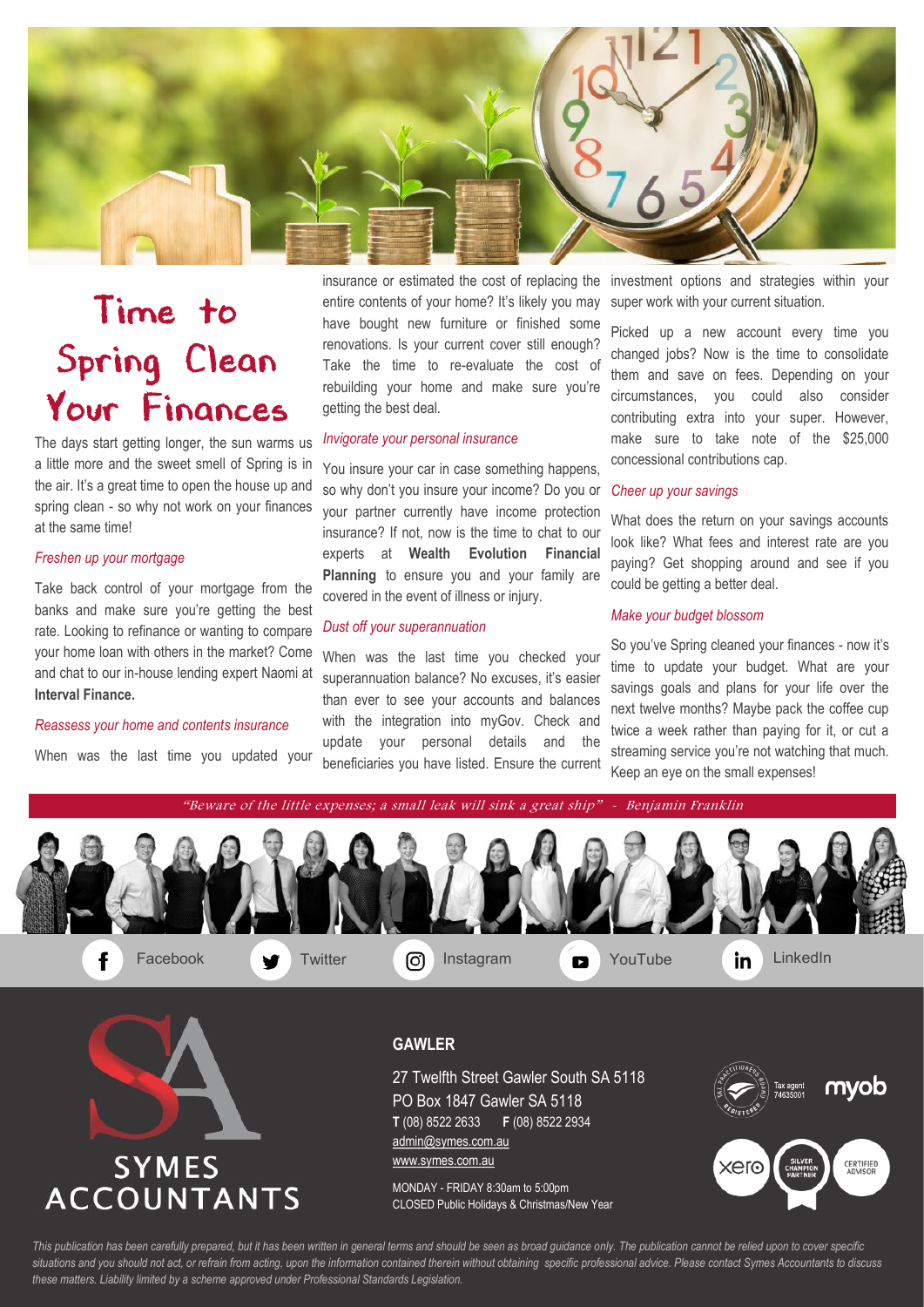# Time to Spring Clean Your Finances

The days start getting longer, the sun warms us a little more and the sweet smell of Spring is in the air. It's a great time to open the house up and spring clean - so why not work on your finances at the same time!

*Freshen up your mortgage*

Take back control of your mortgage from the banks and make sure you're getting the best rate. Looking to refinance or wanting to compare your home loan with others in the market? Come and chat to our in-house lending expert Naomi at **Interval Finance.**

*Reassess your home and contents insurance*

When was the last time you updated your insurance or estimated the cost of replacing the entire contents of your home? It's likely you may have bought new furniture or finished some renovations. Is your current cover still enough? Take the time to re-evaluate the cost of rebuilding your home and make sure you're getting the best deal.

*Invigorate your personal insurance*

You insure your car in case something happens, so why don't you insure your income? Do you or your partner currently have income protection insurance? If not, now is the time to chat to our experts at **Wealth Evolution Financial Planning** to ensure you and your family are covered in the event of illness or injury.

*Dust off your superannuation*

When was the last time you checked your superannuation balance? No excuses, it's easier than ever to see your accounts and balances with the integration into myGov. Check and update your personal details and the beneficiaries you have listed. Ensure the current investment options and strategies within your super work with your current situation.

Picked up a new account every time you changed jobs? Now is the time to consolidate them and save on fees. Depending on your circumstances, you could also consider contributing extra into your super. However, make sure to take note of the $25,000 concessional contributions cap.

*Cheer up your savings*

What does the return on your savings accounts look like? What fees and interest rate are you paying? Get shopping around and see if you could be getting a better deal.

*Make your budget blossom*

So you've Spring cleaned your finances - now it's time to update your budget. What are your savings goals and plans for your life over the next twelve months? Maybe pack the coffee cup twice a week rather than paying for it, or cut a streaming service you're not watching that much. Keep an eye on the small expenses!

*"Beware of the little expenses; a small leak will sink a great ship" - Benjamin Franklin*

Facebook Twitter Instagram YouTube LinkedIn

SYMES ACCOUNTANTS

**GAWLER**

27 Twelfth Street Gawler South SA 5118
PO Box 1847 Gawler SA 5118
**T** (08) 8522 2633 **F** (08) 8522 2934
admin@symes.com.au
www.symes.com.au

MONDAY - FRIDAY 8:30am to 5:00pm
CLOSED Public Holidays & Christmas/New Year

Tax agent 74635001

*This publication has been carefully prepared, but it has been written in general terms and should be seen as broad guidance only. The publication cannot be relied upon to cover specific situations and you should not act, or refrain from acting, upon the information contained therein without obtaining specific professional advice. Please contact Symes Accountants to discuss these matters. Liability limited by a scheme approved under Professional Standards Legislation.*